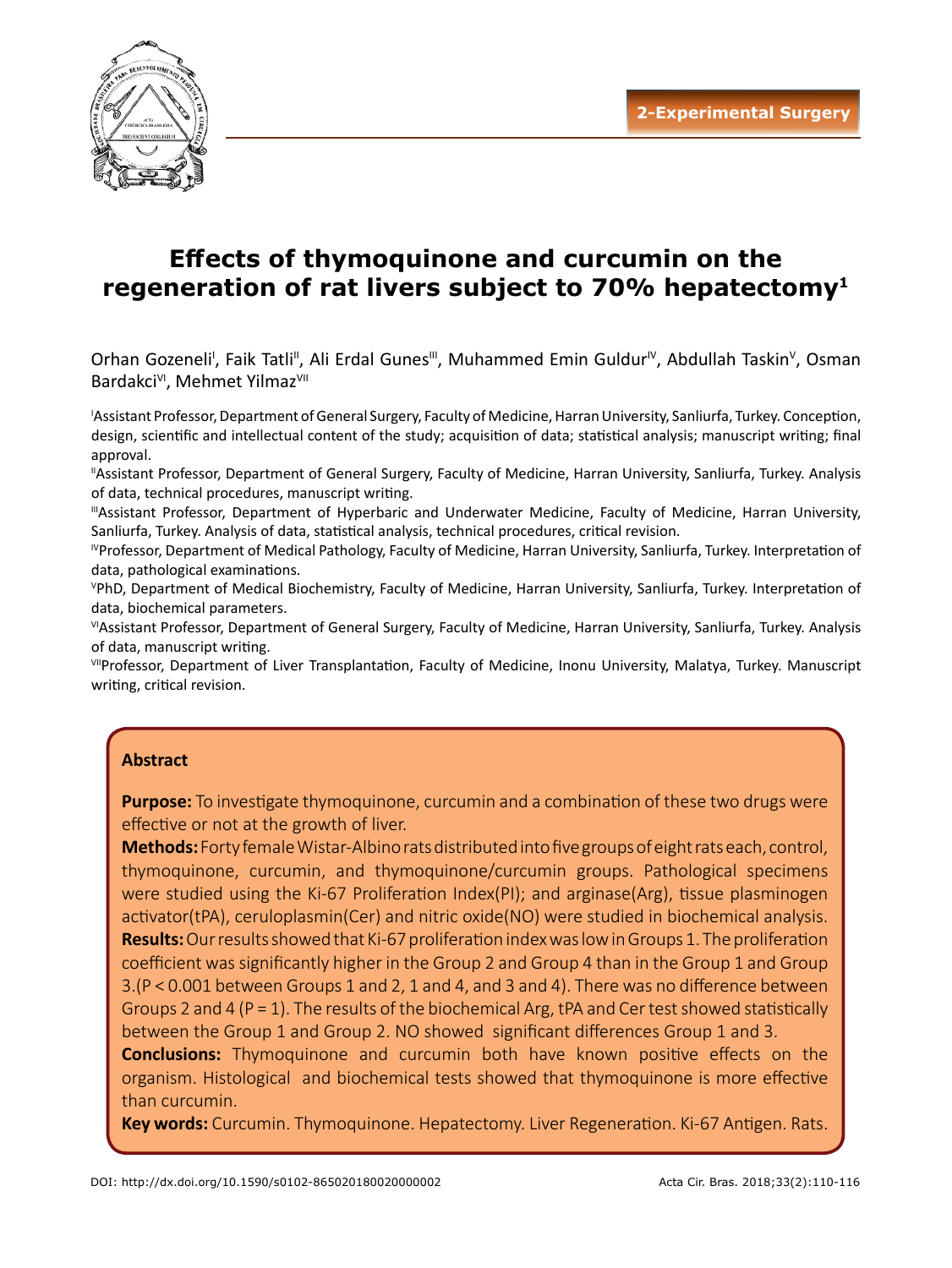2-Experimental Surgery

# Effects of thymoquinone and curcumin on the regeneration of rat livers subject to 70% hepatectomy[1]

Orhan Gozeneli[I], Faik Tatli[II], Ali Erdal Gunes[III], Muhammed Emin Guldur[IV], Abdullah Taskin[V], Osman Bardakci[VI], Mehmet Yilmaz[VII]

[I]Assistant Professor, Department of General Surgery, Faculty of Medicine, Harran University, Sanliurfa, Turkey. Conception, design, scientific and intellectual content of the study; acquisition of data; statistical analysis; manuscript writing; final approval.

[II]Assistant Professor, Department of General Surgery, Faculty of Medicine, Harran University, Sanliurfa, Turkey. Analysis of data, technical procedures, manuscript writing.

[III]Assistant Professor, Department of Hyperbaric and Underwater Medicine, Faculty of Medicine, Harran University, Sanliurfa, Turkey. Analysis of data, statistical analysis, technical procedures, critical revision.

[IV]Professor, Department of Medical Pathology, Faculty of Medicine, Harran University, Sanliurfa, Turkey. Interpretation of data, pathological examinations.

[V]PhD, Department of Medical Biochemistry, Faculty of Medicine, Harran University, Sanliurfa, Turkey. Interpretation of data, biochemical parameters.

[VI]Assistant Professor, Department of General Surgery, Faculty of Medicine, Harran University, Sanliurfa, Turkey. Analysis of data, manuscript writing.

[VII]Professor, Department of Liver Transplantation, Faculty of Medicine, Inonu University, Malatya, Turkey. Manuscript writing, critical revision.

## Abstract

**Purpose:** To investigate thymoquinone, curcumin and a combination of these two drugs were effective or not at the growth of liver.

**Methods:** Forty female Wistar-Albino rats distributed into five groups of eight rats each, control, thymoquinone, curcumin, and thymoquinone/curcumin groups. Pathological specimens were studied using the Ki-67 Proliferation Index(PI); and arginase(Arg), tissue plasminogen activator(tPA), ceruloplasmin(Cer) and nitric oxide(NO) were studied in biochemical analysis.

**Results:** Our results showed that Ki-67 proliferation index was low in Groups 1. The proliferation coefficient was significantly higher in the Group 2 and Group 4 than in the Group 1 and Group 3.($P < 0.001$ between Groups 1 and 2, 1 and 4, and 3 and 4). There was no difference between Groups 2 and 4 ($P = 1$). The results of the biochemical Arg, tPA and Cer test showed statistically between the Group 1 and Group 2. NO showed significant differences Group 1 and 3.

**Conclusions:** Thymoquinone and curcumin both have known positive effects on the organism. Histological and biochemical tests showed that thymoquinone is more effective than curcumin.

**Key words:** Curcumin. Thymoquinone. Hepatectomy. Liver Regeneration. Ki-67 Antigen. Rats.

DOI: http://dx.doi.org/10.1590/s0102-865020180020000002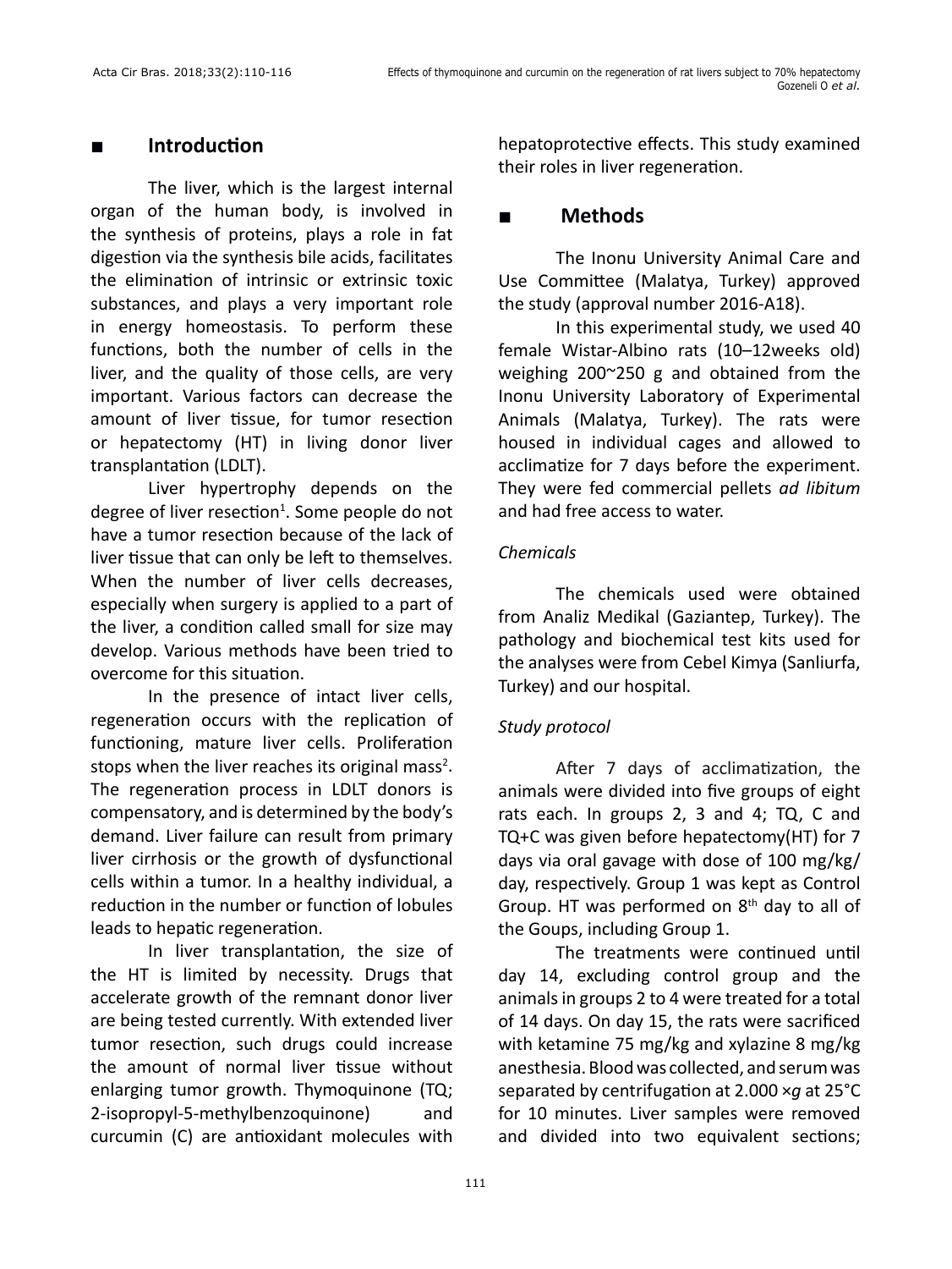## ■ Introduction

The liver, which is the largest internal organ of the human body, is involved in the synthesis of proteins, plays a role in fat digestion via the synthesis bile acids, facilitates the elimination of intrinsic or extrinsic toxic substances, and plays a very important role in energy homeostasis. To perform these functions, both the number of cells in the liver, and the quality of those cells, are very important. Various factors can decrease the amount of liver tissue, for tumor resection or hepatectomy (HT) in living donor liver transplantation (LDLT).

Liver hypertrophy depends on the degree of liver resection[1]. Some people do not have a tumor resection because of the lack of liver tissue that can only be left to themselves. When the number of liver cells decreases, especially when surgery is applied to a part of the liver, a condition called small for size may develop. Various methods have been tried to overcome for this situation.

In the presence of intact liver cells, regeneration occurs with the replication of functioning, mature liver cells. Proliferation stops when the liver reaches its original mass[2]. The regeneration process in LDLT donors is compensatory, and is determined by the body's demand. Liver failure can result from primary liver cirrhosis or the growth of dysfunctional cells within a tumor. In a healthy individual, a reduction in the number or function of lobules leads to hepatic regeneration.

In liver transplantation, the size of the HT is limited by necessity. Drugs that accelerate growth of the remnant donor liver are being tested currently. With extended liver tumor resection, such drugs could increase the amount of normal liver tissue without enlarging tumor growth. Thymoquinone (TQ; 2-isopropyl-5-methylbenzoquinone) and curcumin (C) are antioxidant molecules with hepatoprotective effects. This study examined their roles in liver regeneration.

## ■ Methods

The Inonu University Animal Care and Use Committee (Malatya, Turkey) approved the study (approval number 2016-A18).

In this experimental study, we used 40 female Wistar-Albino rats (10–12weeks old) weighing 200~250 g and obtained from the Inonu University Laboratory of Experimental Animals (Malatya, Turkey). The rats were housed in individual cages and allowed to acclimatize for 7 days before the experiment. They were fed commercial pellets *ad libitum* and had free access to water.

### *Chemicals*

The chemicals used were obtained from Analiz Medikal (Gaziantep, Turkey). The pathology and biochemical test kits used for the analyses were from Cebel Kimya (Sanliurfa, Turkey) and our hospital.

### *Study protocol*

After 7 days of acclimatization, the animals were divided into five groups of eight rats each. In groups 2, 3 and 4; TQ, C and TQ+C was given before hepatectomy(HT) for 7 days via oral gavage with dose of 100 mg/kg/day, respectively. Group 1 was kept as Control Group. HT was performed on 8th day to all of the Goups, including Group 1.

The treatments were continued until day 14, excluding control group and the animals in groups 2 to 4 were treated for a total of 14 days. On day 15, the rats were sacrificed with ketamine 75 mg/kg and xylazine 8 mg/kg anesthesia. Blood was collected, and serum was separated by centrifugation at 2.000 ×*g* at 25°C for 10 minutes. Liver samples were removed and divided into two equivalent sections;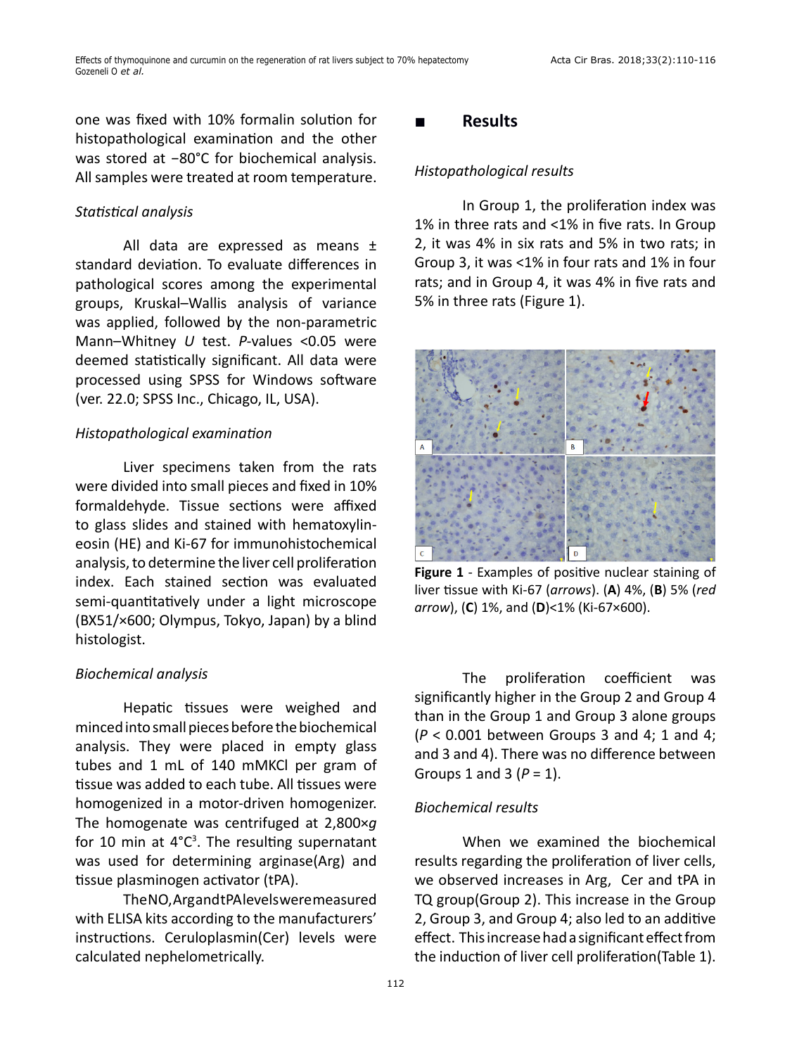one was fixed with 10% formalin solution for histopathological examination and the other was stored at −80°C for biochemical analysis. All samples were treated at room temperature.

### *Statistical analysis*

All data are expressed as means ± standard deviation. To evaluate differences in pathological scores among the experimental groups, Kruskal–Wallis analysis of variance was applied, followed by the non-parametric Mann–Whitney *U* test. *P*-values <0.05 were deemed statistically significant. All data were processed using SPSS for Windows software (ver. 22.0; SPSS Inc., Chicago, IL, USA).

### *Histopathological examination*

Liver specimens taken from the rats were divided into small pieces and fixed in 10% formaldehyde. Tissue sections were affixed to glass slides and stained with hematoxylin-eosin (HE) and Ki-67 for immunohistochemical analysis, to determine the liver cell proliferation index. Each stained section was evaluated semi-quantitatively under a light microscope (BX51/×600; Olympus, Tokyo, Japan) by a blind histologist.

### *Biochemical analysis*

Hepatic tissues were weighed and minced into small pieces before the biochemical analysis. They were placed in empty glass tubes and 1 mL of 140 mMKCl per gram of tissue was added to each tube. All tissues were homogenized in a motor-driven homogenizer. The homogenate was centrifuged at 2,800×*g* for 10 min at 4°C[3]. The resulting supernatant was used for determining arginase(Arg) and tissue plasminogen activator (tPA).

TheNO,ArgandtPAlevelsweremeasured with ELISA kits according to the manufacturers' instructions. Ceruloplasmin(Cer) levels were calculated nephelometrically.

## Results

### *Histopathological results*

In Group 1, the proliferation index was 1% in three rats and <1% in five rats. In Group 2, it was 4% in six rats and 5% in two rats; in Group 3, it was <1% in four rats and 1% in four rats; and in Group 4, it was 4% in five rats and 5% in three rats (Figure 1).

**Figure 1** - Examples of positive nuclear staining of liver tissue with Ki-67 (*arrows*). (**A**) 4%, (**B**) 5% (*red arrow*), (**C**) 1%, and (**D**)<1% (Ki-67×600).

The proliferation coefficient was significantly higher in the Group 2 and Group 4 than in the Group 1 and Group 3 alone groups (*P* < 0.001 between Groups 3 and 4; 1 and 4; and 3 and 4). There was no difference between Groups 1 and 3 (*P* = 1).

### *Biochemical results*

When we examined the biochemical results regarding the proliferation of liver cells, we observed increases in Arg, Cer and tPA in TQ group(Group 2). This increase in the Group 2, Group 3, and Group 4; also led to an additive effect. This increase had a significant effect from the induction of liver cell proliferation(Table 1).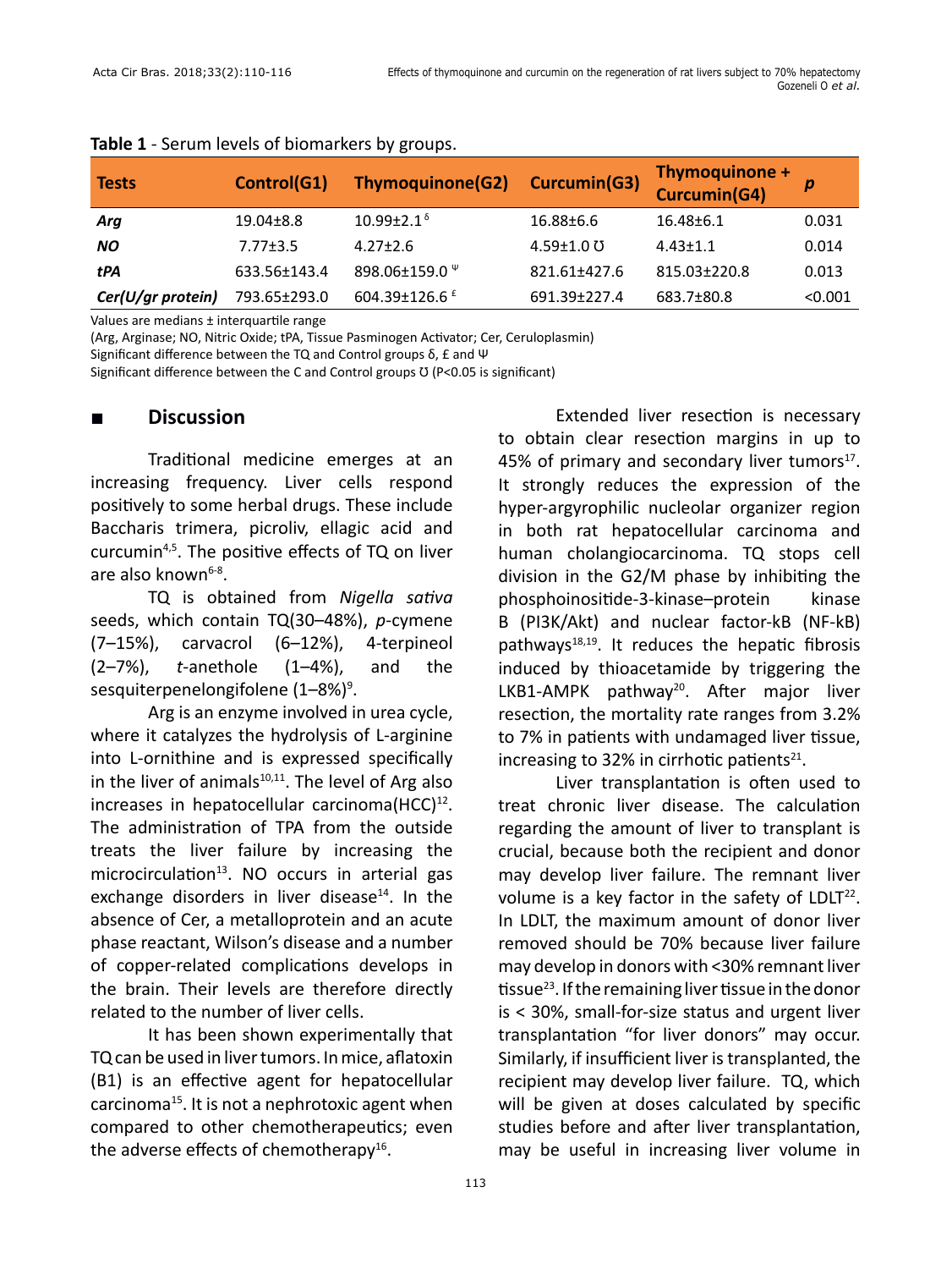**Table 1** - Serum levels of biomarkers by groups.

| Tests | Control(G1) | Thymoquinone(G2) | Curcumin(G3) | Thymoquinone + Curcumin(G4) | *p* |
|---|---|---|---|---|---|
| ***Arg*** | 19.04±8.8 | 10.99±2.1 $^{\delta}$ | 16.88±6.6 | 16.48±6.1 | 0.031 |
| ***NO*** | 7.77±3.5 | 4.27±2.6 | 4.59±1.0 Ʊ | 4.43±1.1 | 0.014 |
| ***tPA*** | 633.56±143.4 | 898.06±159.0 $^{\Psi}$ | 821.61±427.6 | 815.03±220.8 | 0.013 |
| ***Cer(U/gr protein)*** | 793.65±293.0 | 604.39±126.6 $^{£}$ | 691.39±227.4 | 683.7±80.8 | <0.001 |

Values are medians ± interquartile range

(Arg, Arginase; NO, Nitric Oxide; tPA, Tissue Pasminogen Activator; Cer, Ceruloplasmin)

Significant difference between the TQ and Control groups δ, £ and Ψ

Significant difference between the C and Control groups Ʊ (P<0.05 is significant)

## Discussion

Traditional medicine emerges at an increasing frequency. Liver cells respond positively to some herbal drugs. These include Baccharis trimera, picroliv, ellagic acid and curcumin[4,5]. The positive effects of TQ on liver are also known[6-8].

TQ is obtained from *Nigella sativa* seeds, which contain TQ(30–48%), *p*-cymene (7–15%), carvacrol (6–12%), 4-terpineol (2–7%), *t*-anethole (1–4%), and the sesquiterpenelongifolene (1–8%)[9].

Arg is an enzyme involved in urea cycle, where it catalyzes the hydrolysis of L-arginine into L-ornithine and is expressed specifically in the liver of animals[10,11]. The level of Arg also increases in hepatocellular carcinoma(HCC)[12]. The administration of TPA from the outside treats the liver failure by increasing the microcirculation[13]. NO occurs in arterial gas exchange disorders in liver disease[14]. In the absence of Cer, a metalloprotein and an acute phase reactant, Wilson's disease and a number of copper-related complications develops in the brain. Their levels are therefore directly related to the number of liver cells.

It has been shown experimentally that TQ can be used in liver tumors. In mice, aflatoxin (B1) is an effective agent for hepatocellular carcinoma[15]. It is not a nephrotoxic agent when compared to other chemotherapeutics; even the adverse effects of chemotherapy[16].

Extended liver resection is necessary to obtain clear resection margins in up to 45% of primary and secondary liver tumors[17]. It strongly reduces the expression of the hyper-argyrophilic nucleolar organizer region in both rat hepatocellular carcinoma and human cholangiocarcinoma. TQ stops cell division in the G2/M phase by inhibiting the phosphoinositide-3-kinase–protein kinase B (PI3K/Akt) and nuclear factor-kB (NF-kB) pathways[18,19]. It reduces the hepatic fibrosis induced by thioacetamide by triggering the LKB1-AMPK pathway[20]. After major liver resection, the mortality rate ranges from 3.2% to 7% in patients with undamaged liver tissue, increasing to 32% in cirrhotic patients[21].

Liver transplantation is often used to treat chronic liver disease. The calculation regarding the amount of liver to transplant is crucial, because both the recipient and donor may develop liver failure. The remnant liver volume is a key factor in the safety of LDLT[22]. In LDLT, the maximum amount of donor liver removed should be 70% because liver failure may develop in donors with <30% remnant liver tissue[23]. If the remaining liver tissue in the donor is < 30%, small-for-size status and urgent liver transplantation "for liver donors" may occur. Similarly, if insufficient liver is transplanted, the recipient may develop liver failure. TQ, which will be given at doses calculated by specific studies before and after liver transplantation, may be useful in increasing liver volume in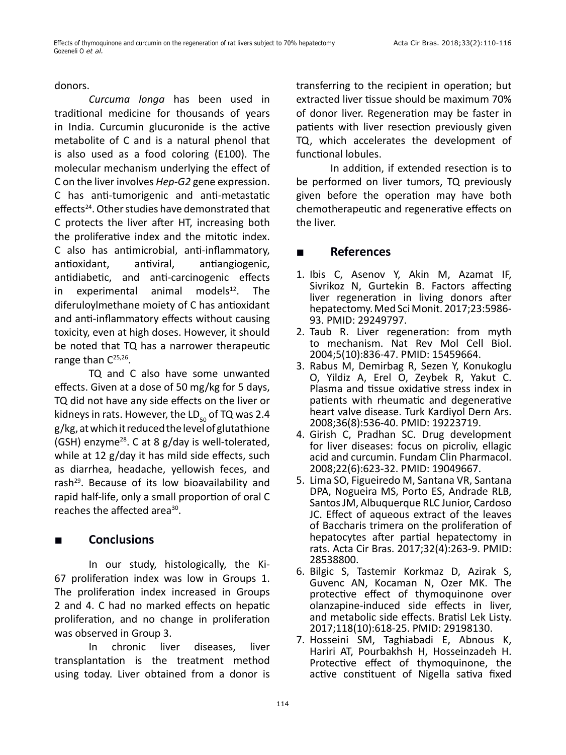donors.

*Curcuma longa* has been used in traditional medicine for thousands of years in India. Curcumin glucuronide is the active metabolite of C and is a natural phenol that is also used as a food coloring (E100). The molecular mechanism underlying the effect of C on the liver involves *Hep-G2* gene expression. C has anti-tumorigenic and anti-metastatic effects[24]. Other studies have demonstrated that C protects the liver after HT, increasing both the proliferative index and the mitotic index. C also has antimicrobial, anti-inflammatory, antioxidant, antiviral, antiangiogenic, antidiabetic, and anti-carcinogenic effects in experimental animal models[12]. The diferuloylmethane moiety of C has antioxidant and anti-inflammatory effects without causing toxicity, even at high doses. However, it should be noted that TQ has a narrower therapeutic range than C[25,26].

TQ and C also have some unwanted effects. Given at a dose of 50 mg/kg for 5 days, TQ did not have any side effects on the liver or kidneys in rats. However, the $LD_{50}$ of TQ was 2.4 g/kg, at which it reduced the level of glutathione (GSH) enzyme[28]. C at 8 g/day is well-tolerated, while at 12 g/day it has mild side effects, such as diarrhea, headache, yellowish feces, and rash[29]. Because of its low bioavailability and rapid half-life, only a small proportion of oral C reaches the affected area[30].

## Conclusions

In our study, histologically, the Ki-67 proliferation index was low in Groups 1. The proliferation index increased in Groups 2 and 4. C had no marked effects on hepatic proliferation, and no change in proliferation was observed in Group 3.

In chronic liver diseases, liver transplantation is the treatment method using today. Liver obtained from a donor is transferring to the recipient in operation; but extracted liver tissue should be maximum 70% of donor liver. Regeneration may be faster in patients with liver resection previously given TQ, which accelerates the development of functional lobules.

In addition, if extended resection is to be performed on liver tumors, TQ previously given before the operation may have both chemotherapeutic and regenerative effects on the liver.

## References

1. Ibis C, Asenov Y, Akin M, Azamat IF, Sivrikoz N, Gurtekin B. Factors affecting liver regeneration in living donors after hepatectomy. Med Sci Monit. 2017;23:5986-93. PMID: 29249797.
2. Taub R. Liver regeneration: from myth to mechanism. Nat Rev Mol Cell Biol. 2004;5(10):836-47. PMID: 15459664.
3. Rabus M, Demirbag R, Sezen Y, Konukoglu O, Yildiz A, Erel O, Zeybek R, Yakut C. Plasma and tissue oxidative stress index in patients with rheumatic and degenerative heart valve disease. Turk Kardiyol Dern Ars. 2008;36(8):536-40. PMID: 19223719.
4. Girish C, Pradhan SC. Drug development for liver diseases: focus on picroliv, ellagic acid and curcumin. Fundam Clin Pharmacol. 2008;22(6):623-32. PMID: 19049667.
5. Lima SO, Figueiredo M, Santana VR, Santana DPA, Nogueira MS, Porto ES, Andrade RLB, Santos JM, Albuquerque RLC Junior, Cardoso JC. Effect of aqueous extract of the leaves of Baccharis trimera on the proliferation of hepatocytes after partial hepatectomy in rats. Acta Cir Bras. 2017;32(4):263-9. PMID: 28538800.
6. Bilgic S, Tastemir Korkmaz D, Azirak S, Guvenc AN, Kocaman N, Ozer MK. The protective effect of thymoquinone over olanzapine-induced side effects in liver, and metabolic side effects. Bratisl Lek Listy. 2017;118(10):618-25. PMID: 29198130.
7. Hosseini SM, Taghiabadi E, Abnous K, Hariri AT, Pourbakhsh H, Hosseinzadeh H. Protective effect of thymoquinone, the active constituent of Nigella sativa fixed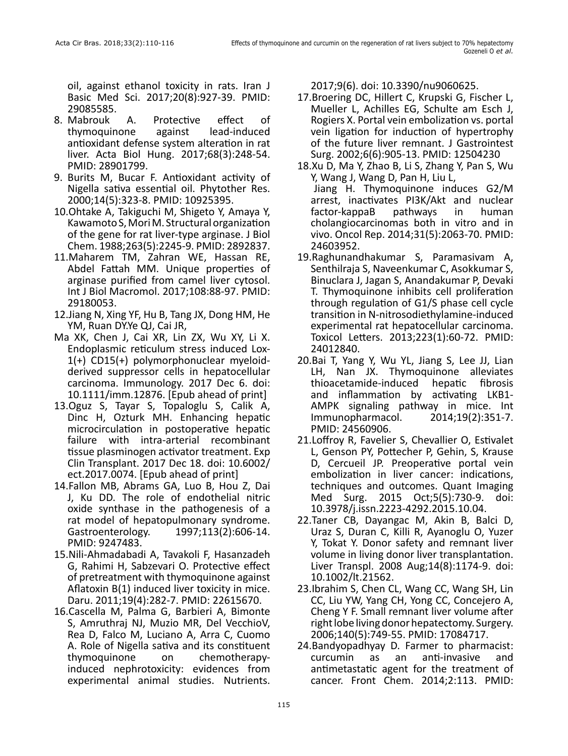oil, against ethanol toxicity in rats. Iran J Basic Med Sci. 2017;20(8):927-39. PMID: 29085585.

8. Mabrouk A. Protective effect of thymoquinone against lead-induced antioxidant defense system alteration in rat liver. Acta Biol Hung. 2017;68(3):248-54. PMID: 28901799.
9. Burits M, Bucar F. Antioxidant activity of Nigella sativa essential oil. Phytother Res. 2000;14(5):323-8. PMID: 10925395.
10. Ohtake A, Takiguchi M, Shigeto Y, Amaya Y, Kawamoto S, Mori M. Structural organization of the gene for rat liver-type arginase. J Biol Chem. 1988;263(5):2245-9. PMID: 2892837.
11. Maharem TM, Zahran WE, Hassan RE, Abdel Fattah MM. Unique properties of arginase purified from camel liver cytosol. Int J Biol Macromol. 2017;108:88-97. PMID: 29180053.
12. Jiang N, Xing YF, Hu B, Tang JX, Dong HM, He YM, Ruan DY.Ye QJ, Cai JR,
Ma XK, Chen J, Cai XR, Lin ZX, Wu XY, Li X. Endoplasmic reticulum stress induced Lox-1(+) CD15(+) polymorphonuclear myeloid-derived suppressor cells in hepatocellular carcinoma. Immunology. 2017 Dec 6. doi: 10.1111/imm.12876. [Epub ahead of print]
13. Oguz S, Tayar S, Topaloglu S, Calik A, Dinc H, Ozturk MH. Enhancing hepatic microcirculation in postoperative hepatic failure with intra-arterial recombinant tissue plasminogen activator treatment. Exp Clin Transplant. 2017 Dec 18. doi: 10.6002/ect.2017.0074. [Epub ahead of print]
14. Fallon MB, Abrams GA, Luo B, Hou Z, Dai J, Ku DD. The role of endothelial nitric oxide synthase in the pathogenesis of a rat model of hepatopulmonary syndrome. Gastroenterology. 1997;113(2):606-14. PMID: 9247483.
15. Nili-Ahmadabadi A, Tavakoli F, Hasanzadeh G, Rahimi H, Sabzevari O. Protective effect of pretreatment with thymoquinone against Aflatoxin B(1) induced liver toxicity in mice. Daru. 2011;19(4):282-7. PMID: 22615670.
16. Cascella M, Palma G, Barbieri A, Bimonte S, Amruthraj NJ, Muzio MR, Del VecchioV, Rea D, Falco M, Luciano A, Arra C, Cuomo A. Role of Nigella sativa and its constituent thymoquinone on chemotherapy-induced nephrotoxicity: evidences from experimental animal studies. Nutrients. 2017;9(6). doi: 10.3390/nu9060625.
17. Broering DC, Hillert C, Krupski G, Fischer L, Mueller L, Achilles EG, Schulte am Esch J, Rogiers X. Portal vein embolization vs. portal vein ligation for induction of hypertrophy of the future liver remnant. J Gastrointest Surg. 2002;6(6):905-13. PMID: 12504230
18. Xu D, Ma Y, Zhao B, Li S, Zhang Y, Pan S, Wu Y, Wang J, Wang D, Pan H, Liu L, Jiang H. Thymoquinone induces G2/M arrest, inactivates PI3K/Akt and nuclear factor-kappaB pathways in human cholangiocarcinomas both in vitro and in vivo. Oncol Rep. 2014;31(5):2063-70. PMID: 24603952.
19. Raghunandhakumar S, Paramasivam A, Senthilraja S, Naveenkumar C, Asokkumar S, Binuclara J, Jagan S, Anandakumar P, Devaki T. Thymoquinone inhibits cell proliferation through regulation of G1/S phase cell cycle transition in N-nitrosodiethylamine-induced experimental rat hepatocellular carcinoma. Toxicol Letters. 2013;223(1):60-72. PMID: 24012840.
20. Bai T, Yang Y, Wu YL, Jiang S, Lee JJ, Lian LH, Nan JX. Thymoquinone alleviates thioacetamide-induced hepatic fibrosis and inflammation by activating LKB1-AMPK signaling pathway in mice. Int Immunopharmacol. 2014;19(2):351-7. PMID: 24560906.
21. Loffroy R, Favelier S, Chevallier O, Estivalet L, Genson PY, Pottecher P, Gehin, S, Krause D, Cercueil JP. Preoperative portal vein embolization in liver cancer: indications, techniques and outcomes. Quant Imaging Med Surg. 2015 Oct;5(5):730-9. doi: 10.3978/j.issn.2223-4292.2015.10.04.
22. Taner CB, Dayangac M, Akin B, Balci D, Uraz S, Duran C, Killi R, Ayanoglu O, Yuzer Y, Tokat Y. Donor safety and remnant liver volume in living donor liver transplantation. Liver Transpl. 2008 Aug;14(8):1174-9. doi: 10.1002/lt.21562.
23. Ibrahim S, Chen CL, Wang CC, Wang SH, Lin CC, Liu YW, Yang CH, Yong CC, Concejero A, Cheng Y F. Small remnant liver volume after right lobe living donor hepatectomy. Surgery. 2006;140(5):749-55. PMID: 17084717.
24. Bandyopadhyay D. Farmer to pharmacist: curcumin as an anti-invasive and antimetastatic agent for the treatment of cancer. Front Chem. 2014;2:113. PMID: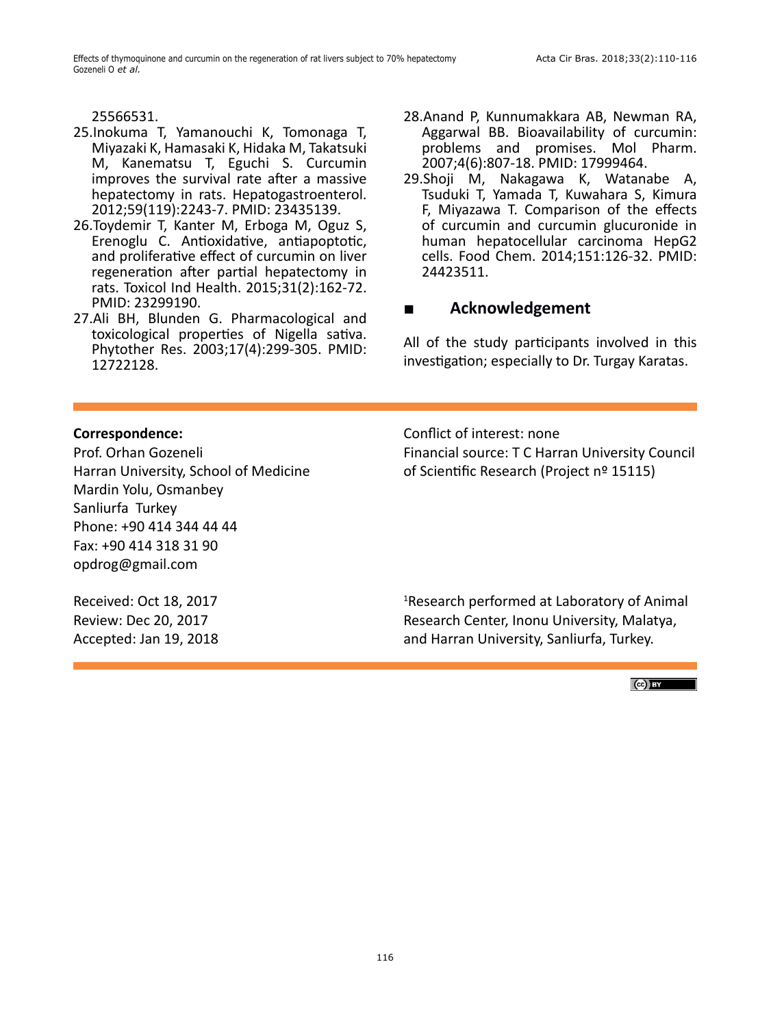25566531.

25. Inokuma T, Yamanouchi K, Tomonaga T, Miyazaki K, Hamasaki K, Hidaka M, Takatsuki M, Kanematsu T, Eguchi S. Curcumin improves the survival rate after a massive hepatectomy in rats. Hepatogastroenterol. 2012;59(119):2243-7. PMID: 23435139.
26. Toydemir T, Kanter M, Erboga M, Oguz S, Erenoglu C. Antioxidative, antiapoptotic, and proliferative effect of curcumin on liver regeneration after partial hepatectomy in rats. Toxicol Ind Health. 2015;31(2):162-72. PMID: 23299190.
27. Ali BH, Blunden G. Pharmacological and toxicological properties of Nigella sativa. Phytother Res. 2003;17(4):299-305. PMID: 12722128.
28. Anand P, Kunnumakkara AB, Newman RA, Aggarwal BB. Bioavailability of curcumin: problems and promises. Mol Pharm. 2007;4(6):807-18. PMID: 17999464.
29. Shoji M, Nakagawa K, Watanabe A, Tsuduki T, Yamada T, Kuwahara S, Kimura F, Miyazawa T. Comparison of the effects of curcumin and curcumin glucuronide in human hepatocellular carcinoma HepG2 cells. Food Chem. 2014;151:126-32. PMID: 24423511.

## Acknowledgement

All of the study participants involved in this investigation; especially to Dr. Turgay Karatas.

**Correspondence:**
Prof. Orhan Gozeneli
Harran University, School of Medicine
Mardin Yolu, Osmanbey
Sanliurfa Turkey
Phone: +90 414 344 44 44
Fax: +90 414 318 31 90
opdrog@gmail.com

Received: Oct 18, 2017
Review: Dec 20, 2017
Accepted: Jan 19, 2018

Conflict of interest: none
Financial source: T C Harran University Council of Scientific Research (Project nº 15115)

[1]Research performed at Laboratory of Animal Research Center, Inonu University, Malatya, and Harran University, Sanliurfa, Turkey.